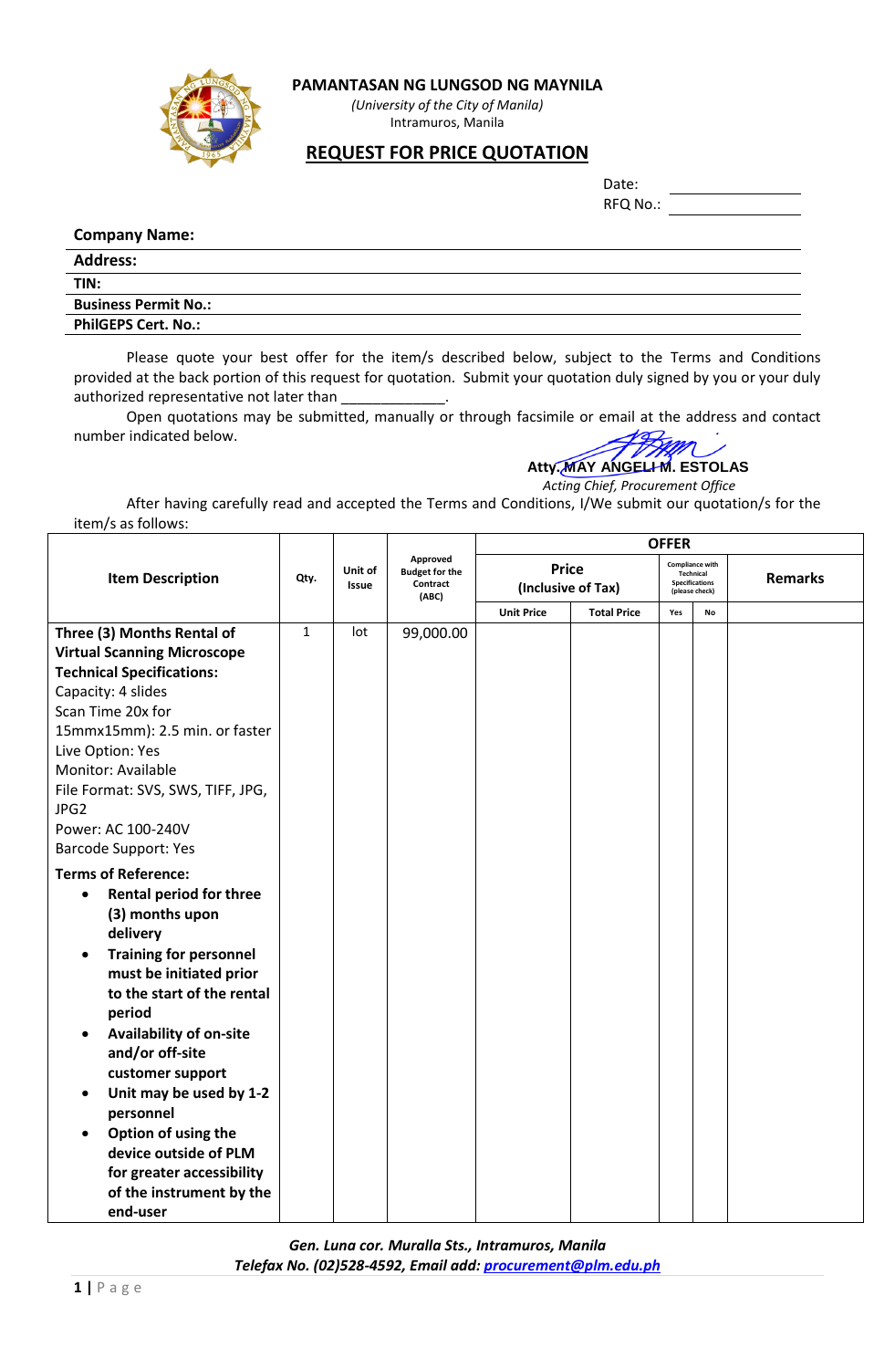# PAMANTASAN NG LUNGSOD NG MAYNILA

*(University of the City of Manila)*
Intramuros, Manila

## REQUEST FOR PRICE QUOTATION

Date: ____________
RFQ No.: ____________

**Company Name:**
**Address:**
**TIN:**
**Business Permit No.:**
**PhilGEPS Cert. No.:**

Please quote your best offer for the item/s described below, subject to the Terms and Conditions provided at the back portion of this request for quotation. Submit your quotation duly signed by you or your duly authorized representative not later than _____________.

Open quotations may be submitted, manually or through facsimile or email at the address and contact number indicated below.

**Atty. MAY ANGELI M. ESTOLAS**
*Acting Chief, Procurement Office*

After having carefully read and accepted the Terms and Conditions, I/We submit our quotation/s for the item/s as follows:

| Item Description | Qty. | Unit of Issue | Approved Budget for the Contract (ABC) | OFFER | | | | |
|---|---|---|---|---|---|---|---|---|
| | | | | Price (Inclusive of Tax) | | Compliance with Technical Specifications (please check) | | Remarks |
| | | | | Unit Price | Total Price | Yes | No | |
| **Three (3) Months Rental of Virtual Scanning Microscope**<br>**Technical Specifications:**<br>Capacity: 4 slides<br>Scan Time 20x for 15mmx15mm): 2.5 min. or faster<br>Live Option: Yes<br>Monitor: Available<br>File Format: SVS, SWS, TIFF, JPG, JPG2<br>Power: AC 100-240V<br>Barcode Support: Yes<br>**Terms of Reference:**<br>• **Rental period for three (3) months upon delivery**<br>• **Training for personnel must be initiated prior to the start of the rental period**<br>• **Availability of on-site and/or off-site customer support**<br>• **Unit may be used by 1-2 personnel**<br>• **Option of using the device outside of PLM for greater accessibility of the instrument by the end-user** | 1 | lot | 99,000.00 | | | | | |

*Gen. Luna cor. Muralla Sts., Intramuros, Manila*
*Telefax No. (02)528-4592, Email add: procurement@plm.edu.ph*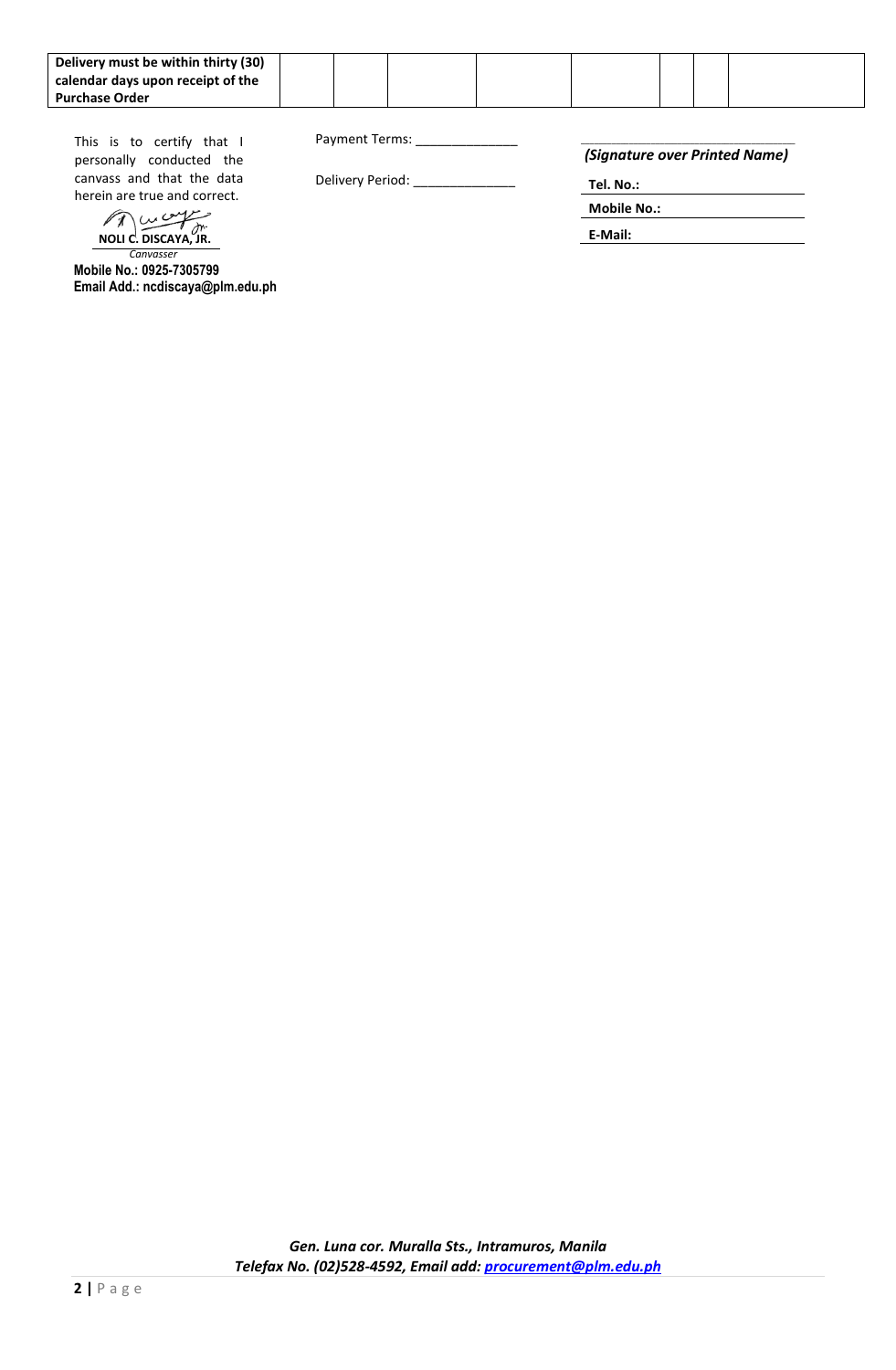| | | | | | | | | |
|---|---|---|---|---|---|---|---|---|
| **Delivery must be within thirty (30) calendar days upon receipt of the Purchase Order** | | | | | | | | |

This is to certify that I personally conducted the canvass and that the data herein are true and correct.

**NOLI C. DISCAYA, JR.**
*Canvasser*
**Mobile No.: 0925-7305799**
**Email Add.: ncdiscaya@plm.edu.ph**

Payment Terms: ______________

Delivery Period: ______________

______________________________
***(Signature over Printed Name)***

**Tel. No.:**

**Mobile No.:**

**E-Mail:**

*Gen. Luna cor. Muralla Sts., Intramuros, Manila*
*Telefax No. (02)528-4592, Email add: procurement@plm.edu.ph*